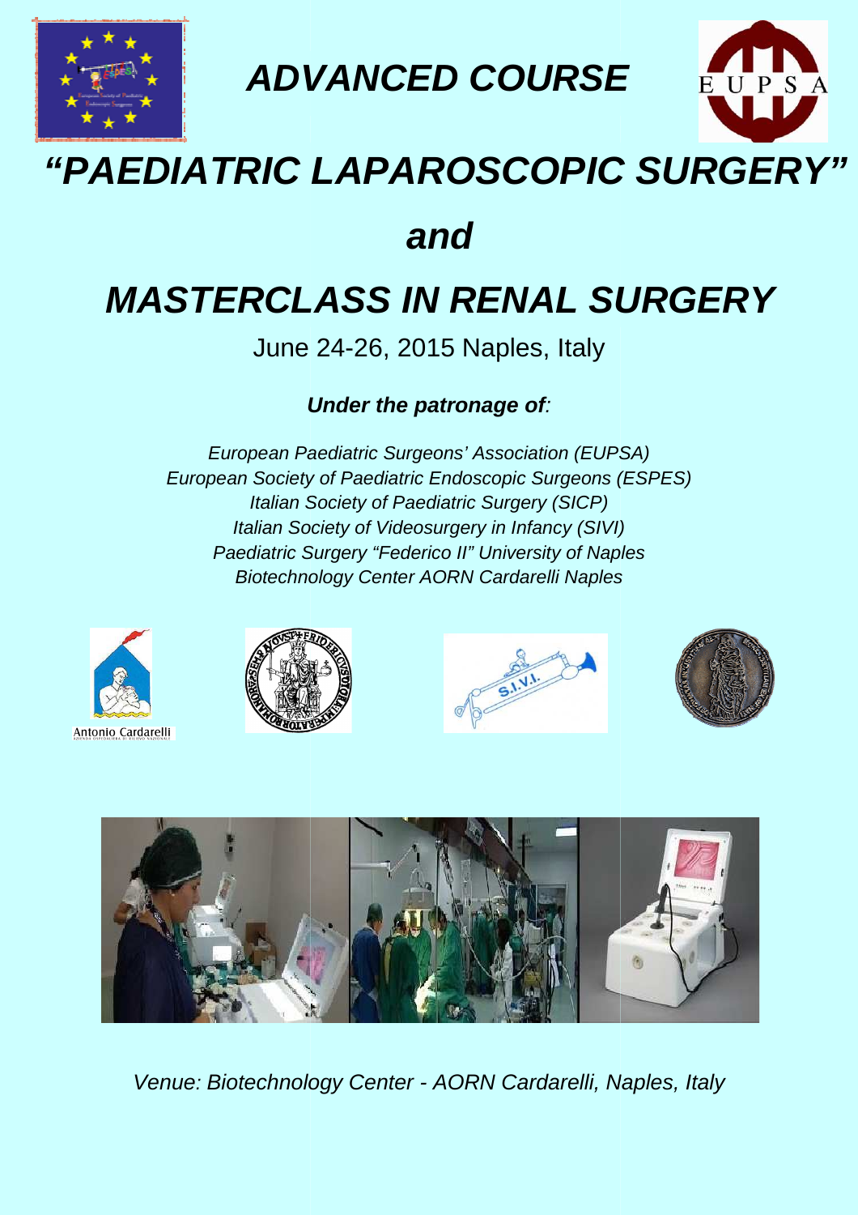# *ADVANCED COURSE*

# *"PAEDIATRIC LAPAROSCOPIC SURGERY"*

## *and*

# *MASTERCLASS IN RENAL SURGERY*

June 24-26, 2015 Naples, Italy

***Under the patronage of:***

*European Paediatric Surgeons' Association (EUPSA)*
*European Society of Paediatric Endoscopic Surgeons (ESPES)*
*Italian Society of Paediatric Surgery (SICP)*
*Italian Society of Videosurgery in Infancy (SIVI)*
*Paediatric Surgery "Federico II" University of Naples*
*Biotechnology Center AORN Cardarelli Naples*

*Venue: Biotechnology Center - AORN Cardarelli, Naples, Italy*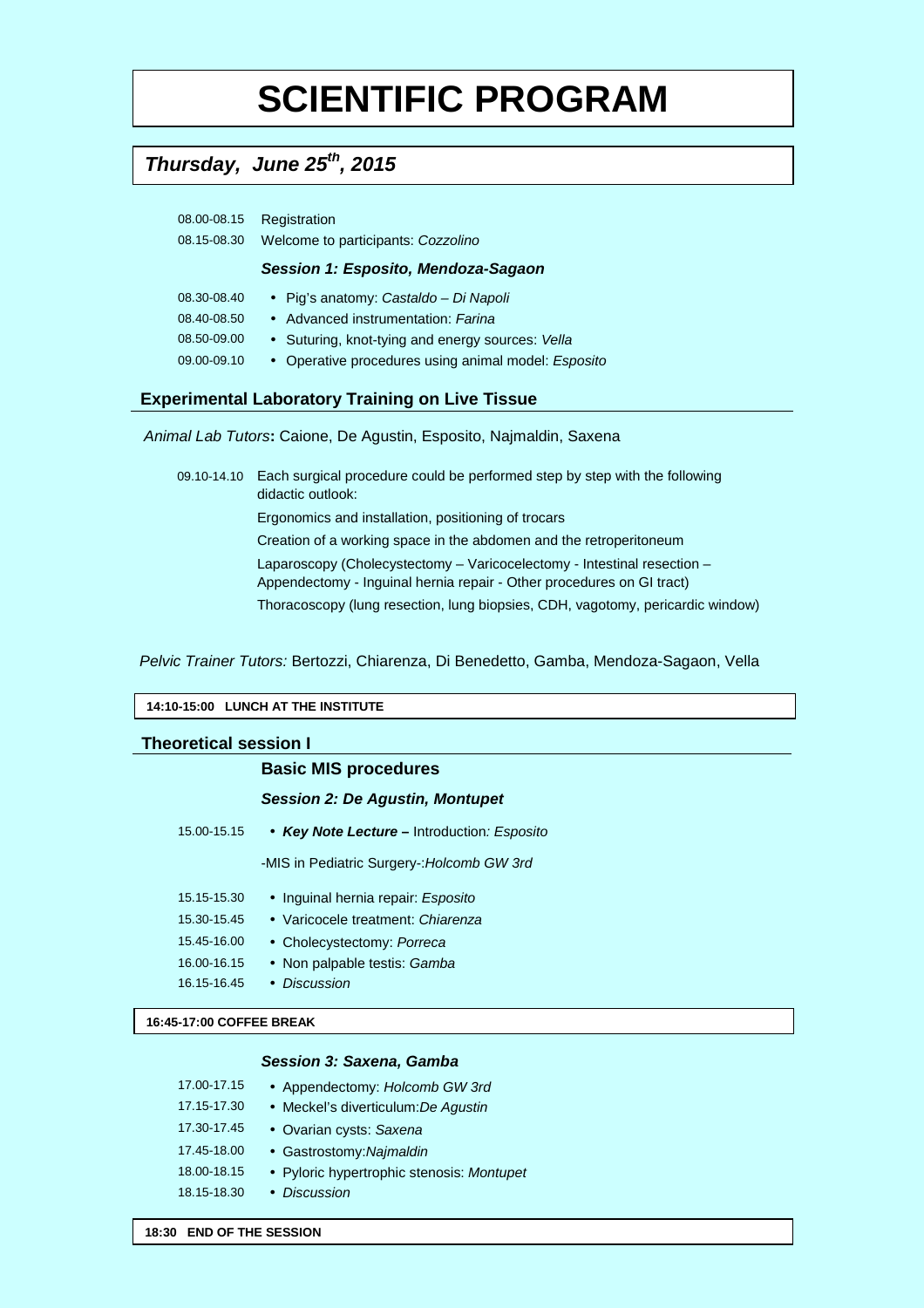# SCIENTIFIC PROGRAM

## *Thursday, June 25th, 2015*

08.00-08.15 Registration

08.15-08.30 Welcome to participants: *Cozzolino*

***Session 1: Esposito, Mendoza-Sagaon***

- 08.30-08.40 Pig's anatomy: *Castaldo – Di Napoli*
- 08.40-08.50 Advanced instrumentation: *Farina*
- 08.50-09.00 Suturing, knot-tying and energy sources: *Vella*
- 09.00-09.10 Operative procedures using animal model: *Esposito*

### Experimental Laboratory Training on Live Tissue

*Animal Lab Tutors*: Caione, De Agustin, Esposito, Najmaldin, Saxena

09.10-14.10 Each surgical procedure could be performed step by step with the following didactic outlook:

Ergonomics and installation, positioning of trocars

Creation of a working space in the abdomen and the retroperitoneum

Laparoscopy (Cholecystectomy – Varicocelectomy - Intestinal resection – Appendectomy - Inguinal hernia repair - Other procedures on GI tract)

Thoracoscopy (lung resection, lung biopsies, CDH, vagotomy, pericardic window)

*Pelvic Trainer Tutors:* Bertozzi, Chiarenza, Di Benedetto, Gamba, Mendoza-Sagaon, Vella

**14:10-15:00 LUNCH AT THE INSTITUTE**

### Theoretical session I

**Basic MIS procedures**

***Session 2: De Agustin, Montupet***

- 15.00-15.15 ***Key Note Lecture –*** Introduction*: Esposito*

  -MIS in Pediatric Surgery-:*Holcomb GW 3rd*

- 15.15-15.30 Inguinal hernia repair: *Esposito*
- 15.30-15.45 Varicocele treatment: *Chiarenza*
- 15.45-16.00 Cholecystectomy: *Porreca*
- 16.00-16.15 Non palpable testis: *Gamba*
- 16.15-16.45 *Discussion*

**16:45-17:00 COFFEE BREAK**

***Session 3: Saxena, Gamba***

- 17.00-17.15 Appendectomy: *Holcomb GW 3rd*
- 17.15-17.30 Meckel's diverticulum:*De Agustin*
- 17.30-17.45 Ovarian cysts: *Saxena*
- 17.45-18.00 Gastrostomy:*Najmaldin*
- 18.00-18.15 Pyloric hypertrophic stenosis: *Montupet*
- 18.15-18.30 *Discussion*

**18:30 END OF THE SESSION**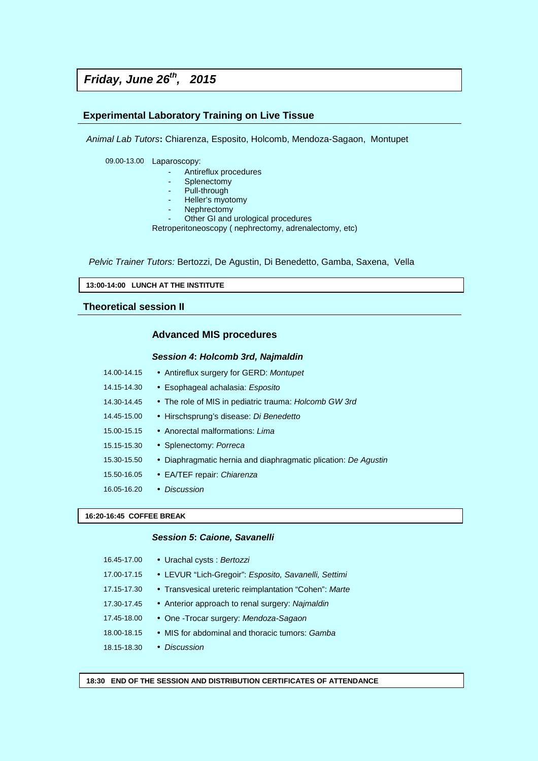# *Friday, June 26th, 2015*

## Experimental Laboratory Training on Live Tissue

*Animal Lab Tutors***:** Chiarenza, Esposito, Holcomb, Mendoza-Sagaon, Montupet

09.00-13.00 Laparoscopy:

- Antireflux procedures
- Splenectomy
- Pull-through
- Heller's myotomy
- Nephrectomy
- Other GI and urological procedures

Retroperitoneoscopy ( nephrectomy, adrenalectomy, etc)

*Pelvic Trainer Tutors:* Bertozzi, De Agustin, Di Benedetto, Gamba, Saxena, Vella

**13:00-14:00 LUNCH AT THE INSTITUTE**

## Theoretical session II

### Advanced MIS procedures

***Session 4*: *Holcomb 3rd, Najmaldin***

| | |
|---|---|
| 14.00-14.15 | • Antireflux surgery for GERD: *Montupet* |
| 14.15-14.30 | • Esophageal achalasia: *Esposito* |
| 14.30-14.45 | • The role of MIS in pediatric trauma: *Holcomb GW 3rd* |
| 14.45-15.00 | • Hirschsprung's disease: *Di Benedetto* |
| 15.00-15.15 | • Anorectal malformations: *Lima* |
| 15.15-15.30 | • Splenectomy: *Porreca* |
| 15.30-15.50 | • Diaphragmatic hernia and diaphragmatic plication: *De Agustin* |
| 15.50-16.05 | • EA/TEF repair: *Chiarenza* |
| 16.05-16.20 | • *Discussion* |

**16:20-16:45 COFFEE BREAK**

***Session 5*: *Caione, Savanelli***

| | |
|---|---|
| 16.45-17.00 | • Urachal cysts : *Bertozzi* |
| 17.00-17.15 | • LEVUR "Lich-Gregoir": *Esposito, Savanelli, Settimi* |
| 17.15-17.30 | • Transvesical ureteric reimplantation "Cohen": *Marte* |
| 17.30-17.45 | • Anterior approach to renal surgery: *Najmaldin* |
| 17.45-18.00 | • One -Trocar surgery: *Mendoza-Sagaon* |
| 18.00-18.15 | • MIS for abdominal and thoracic tumors: *Gamba* |
| 18.15-18.30 | • *Discussion* |

**18:30 END OF THE SESSION AND DISTRIBUTION CERTIFICATES OF ATTENDANCE**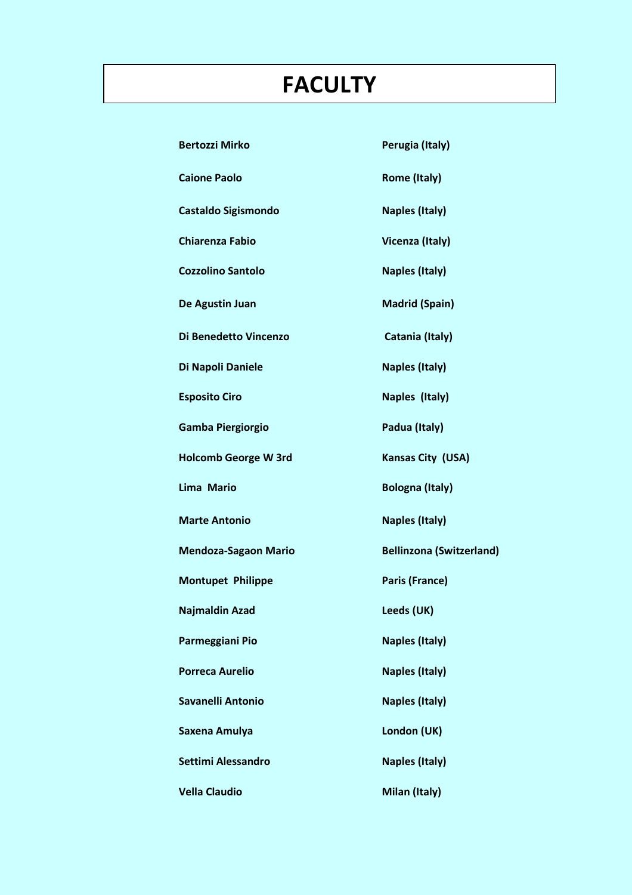# FACULTY

| | |
|---|---|
| **Bertozzi Mirko** | **Perugia (Italy)** |
| **Caione Paolo** | **Rome (Italy)** |
| **Castaldo Sigismondo** | **Naples (Italy)** |
| **Chiarenza Fabio** | **Vicenza (Italy)** |
| **Cozzolino Santolo** | **Naples (Italy)** |
| **De Agustin Juan** | **Madrid (Spain)** |
| **Di Benedetto Vincenzo** | **Catania (Italy)** |
| **Di Napoli Daniele** | **Naples (Italy)** |
| **Esposito Ciro** | **Naples (Italy)** |
| **Gamba Piergiorgio** | **Padua (Italy)** |
| **Holcomb George W 3rd** | **Kansas City (USA)** |
| **Lima Mario** | **Bologna (Italy)** |
| **Marte Antonio** | **Naples (Italy)** |
| **Mendoza-Sagaon Mario** | **Bellinzona (Switzerland)** |
| **Montupet Philippe** | **Paris (France)** |
| **Najmaldin Azad** | **Leeds (UK)** |
| **Parmeggiani Pio** | **Naples (Italy)** |
| **Porreca Aurelio** | **Naples (Italy)** |
| **Savanelli Antonio** | **Naples (Italy)** |
| **Saxena Amulya** | **London (UK)** |
| **Settimi Alessandro** | **Naples (Italy)** |
| **Vella Claudio** | **Milan (Italy)** |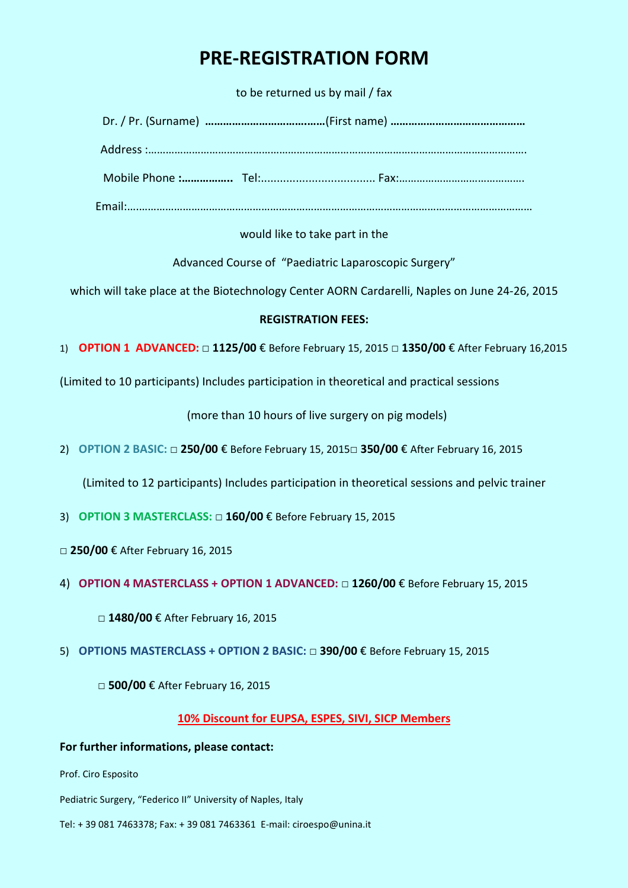# PRE-REGISTRATION FORM

to be returned us by mail / fax

Dr. / Pr. (Surname) **…………………………………**(First name) **……………………………………**

Address :………………………………………………………………………………………………………………

Mobile Phone **:……………..** Tel:................................... Fax:…………………………………….

Email:…………………………………………………………………………………………………………………

would like to take part in the

Advanced Course of "Paediatric Laparoscopic Surgery"

which will take place at the Biotechnology Center AORN Cardarelli, Naples on June 24-26, 2015

**REGISTRATION FEES:**

1) **OPTION 1 ADVANCED:** □ **1125/00** € Before February 15, 2015 □ **1350/00** € After February 16,2015

(Limited to 10 participants) Includes participation in theoretical and practical sessions

(more than 10 hours of live surgery on pig models)

2) **OPTION 2 BASIC:** □ **250/00** € Before February 15, 2015□ **350/00** € After February 16, 2015

(Limited to 12 participants) Includes participation in theoretical sessions and pelvic trainer

3) **OPTION 3 MASTERCLASS:** □ **160/00** € Before February 15, 2015

□ **250/00** € After February 16, 2015

4) **OPTION 4 MASTERCLASS + OPTION 1 ADVANCED:** □ **1260/00** € Before February 15, 2015

□ **1480/00** € After February 16, 2015

5) **OPTION5 MASTERCLASS + OPTION 2 BASIC:** □ **390/00** € Before February 15, 2015

□ **500/00** € After February 16, 2015

**10% Discount for EUPSA, ESPES, SIVI, SICP Members**

**For further informations, please contact:**

Prof. Ciro Esposito

Pediatric Surgery, "Federico II" University of Naples, Italy

Tel: + 39 081 7463378; Fax: + 39 081 7463361 E-mail: ciroespo@unina.it